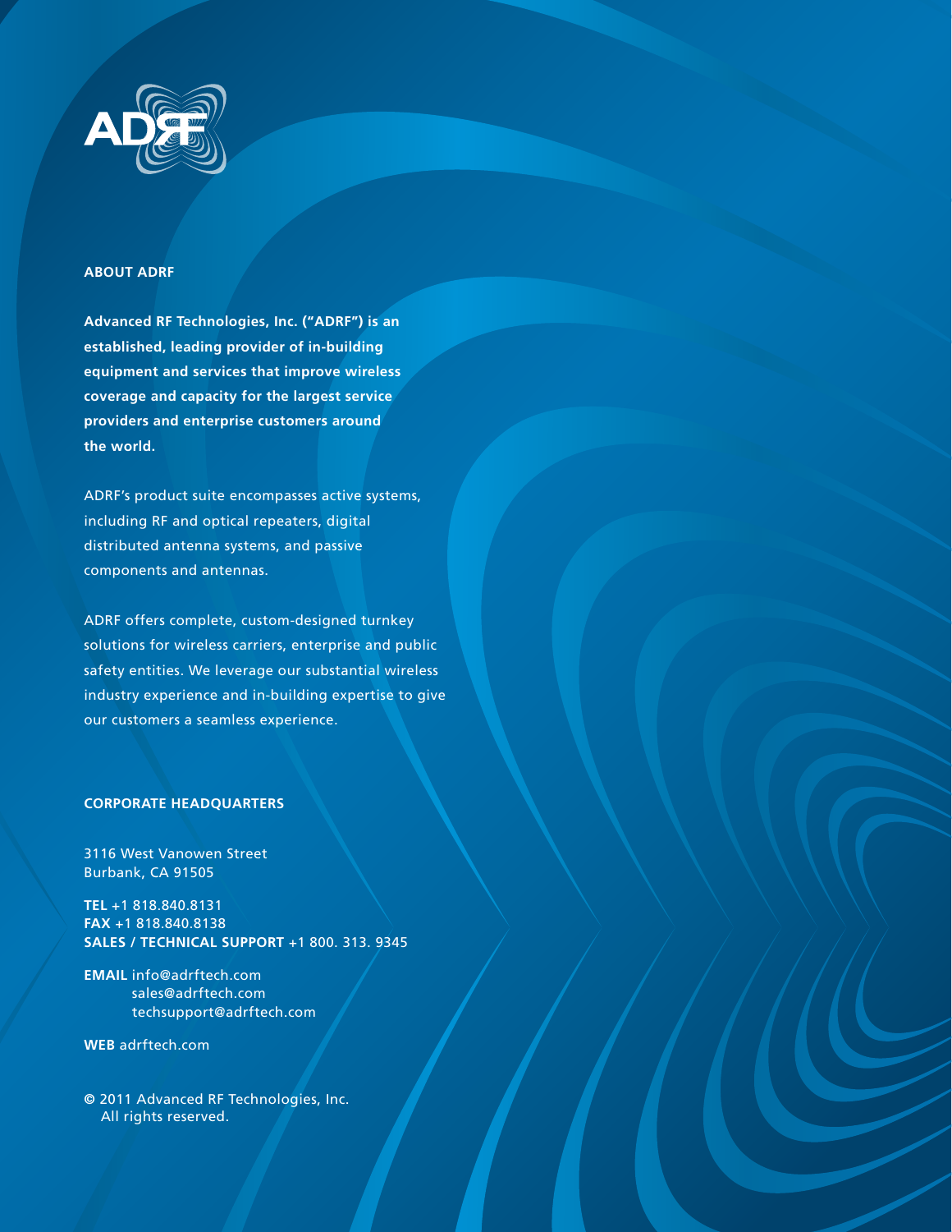## ABOUT ADRF

**Advanced RF Technologies, Inc. ("ADRF") is an established, leading provider of in-building equipment and services that improve wireless coverage and capacity for the largest service providers and enterprise customers around the world.**

ADRF's product suite encompasses active systems, including RF and optical repeaters, digital distributed antenna systems, and passive components and antennas.

ADRF offers complete, custom-designed turnkey solutions for wireless carriers, enterprise and public safety entities. We leverage our substantial wireless industry experience and in-building expertise to give our customers a seamless experience.

## CORPORATE HEADQUARTERS

3116 West Vanowen Street
Burbank, CA 91505

**TEL** +1 818.840.8131
**FAX** +1 818.840.8138
**SALES / TECHNICAL SUPPORT** +1 800. 313. 9345

**EMAIL** info@adrftech.com
sales@adrftech.com
techsupport@adrftech.com

**WEB** adrftech.com

© 2011 Advanced RF Technologies, Inc.
All rights reserved.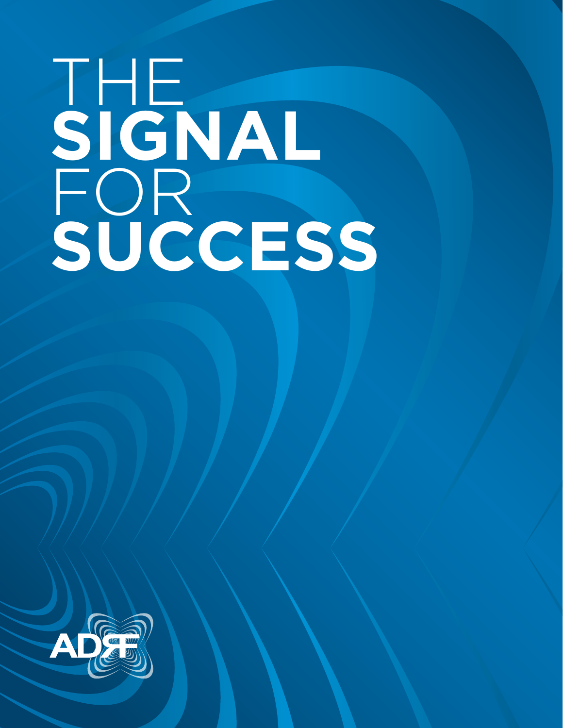# THE **SIGNAL** FOR **SUCCESS**

ADRF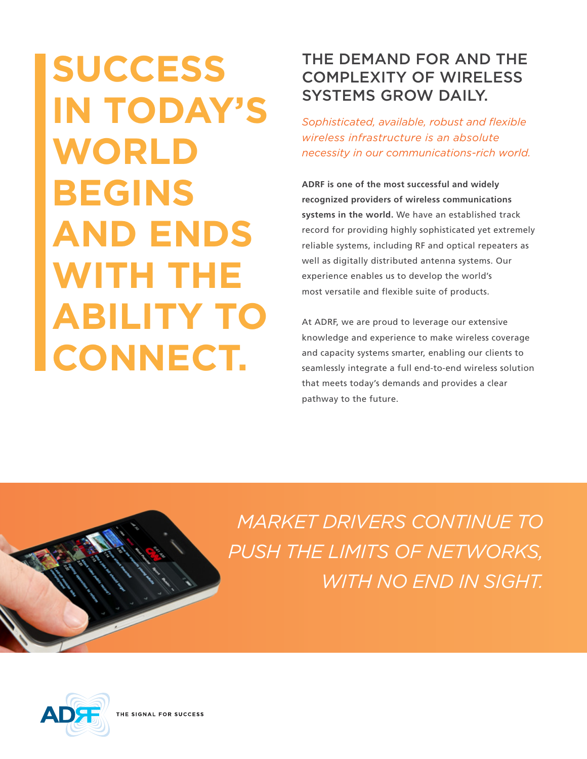# SUCCESS IN TODAY'S WORLD BEGINS AND ENDS WITH THE ABILITY TO CONNECT.

## THE DEMAND FOR AND THE COMPLEXITY OF WIRELESS SYSTEMS GROW DAILY.

*Sophisticated, available, robust and flexible wireless infrastructure is an absolute necessity in our communications-rich world.*

**ADRF is one of the most successful and widely recognized providers of wireless communications systems in the world.** We have an established track record for providing highly sophisticated yet extremely reliable systems, including RF and optical repeaters as well as digitally distributed antenna systems. Our experience enables us to develop the world's most versatile and flexible suite of products.

At ADRF, we are proud to leverage our extensive knowledge and experience to make wireless coverage and capacity systems smarter, enabling our clients to seamlessly integrate a full end-to-end wireless solution that meets today's demands and provides a clear pathway to the future.

*MARKET DRIVERS CONTINUE TO PUSH THE LIMITS OF NETWORKS, WITH NO END IN SIGHT.*

ADRF THE SIGNAL FOR SUCCESS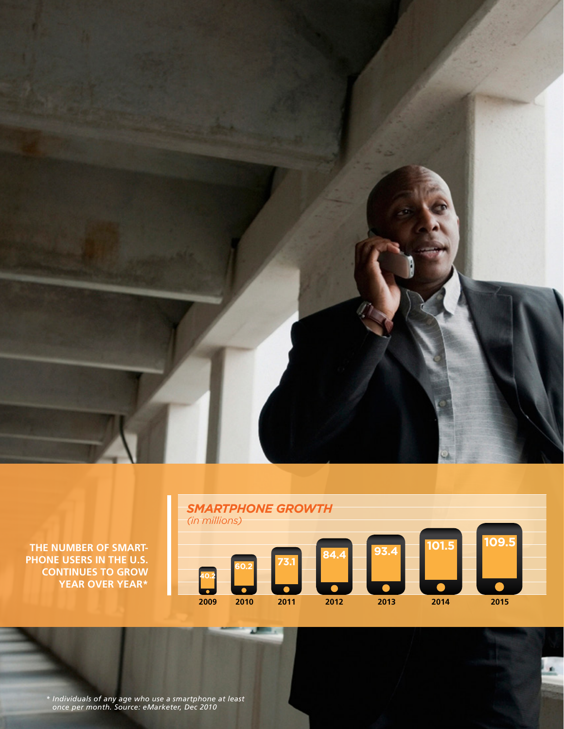**THE NUMBER OF SMARTPHONE USERS IN THE U.S. CONTINUES TO GROW YEAR OVER YEAR***

## *SMARTPHONE GROWTH*

*(in millions)*

| 2009 | 2010 | 2011 | 2012 | 2013 | 2014 | 2015 |
|---|---|---|---|---|---|---|
| 40.2 | 60.2 | 73.1 | 84.4 | 93.4 | 101.5 | 109.5 |

*\* Individuals of any age who use a smartphone at least once per month. Source: eMarketer, Dec 2010*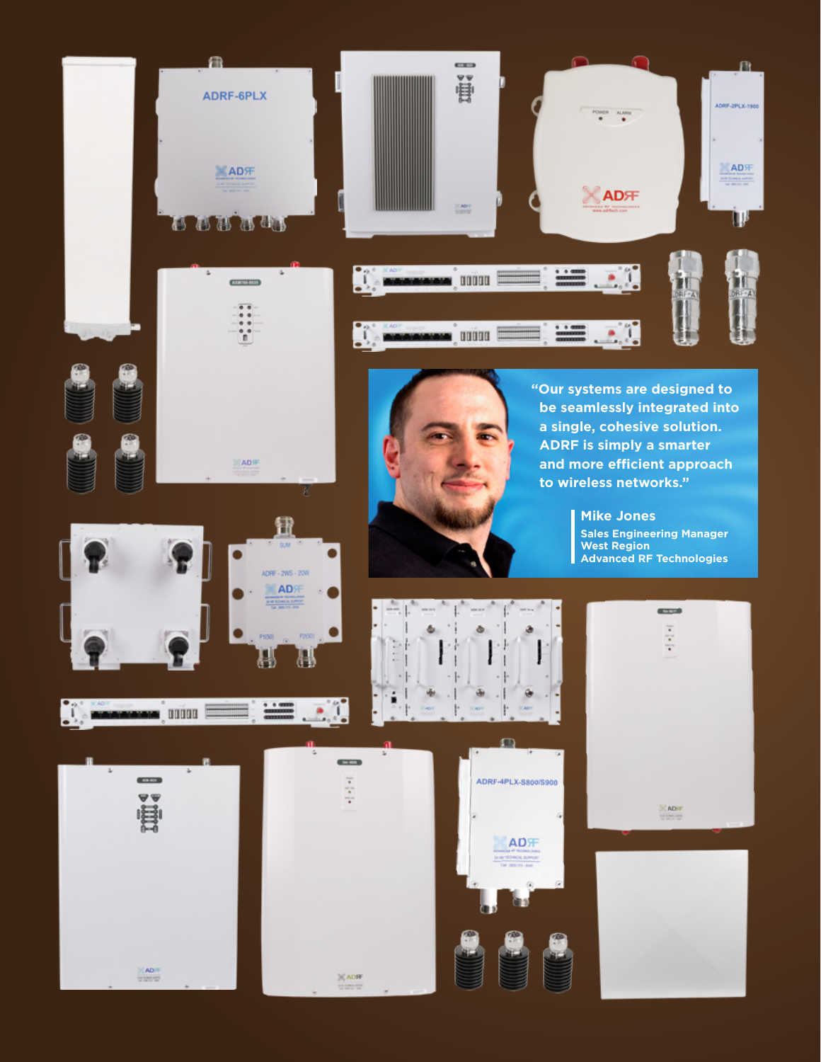"Our systems are designed to be seamlessly integrated into a single, cohesive solution. ADRF is simply a smarter and more efficient approach to wireless networks."

**Mike Jones**
**Sales Engineering Manager**
**West Region**
**Advanced RF Technologies**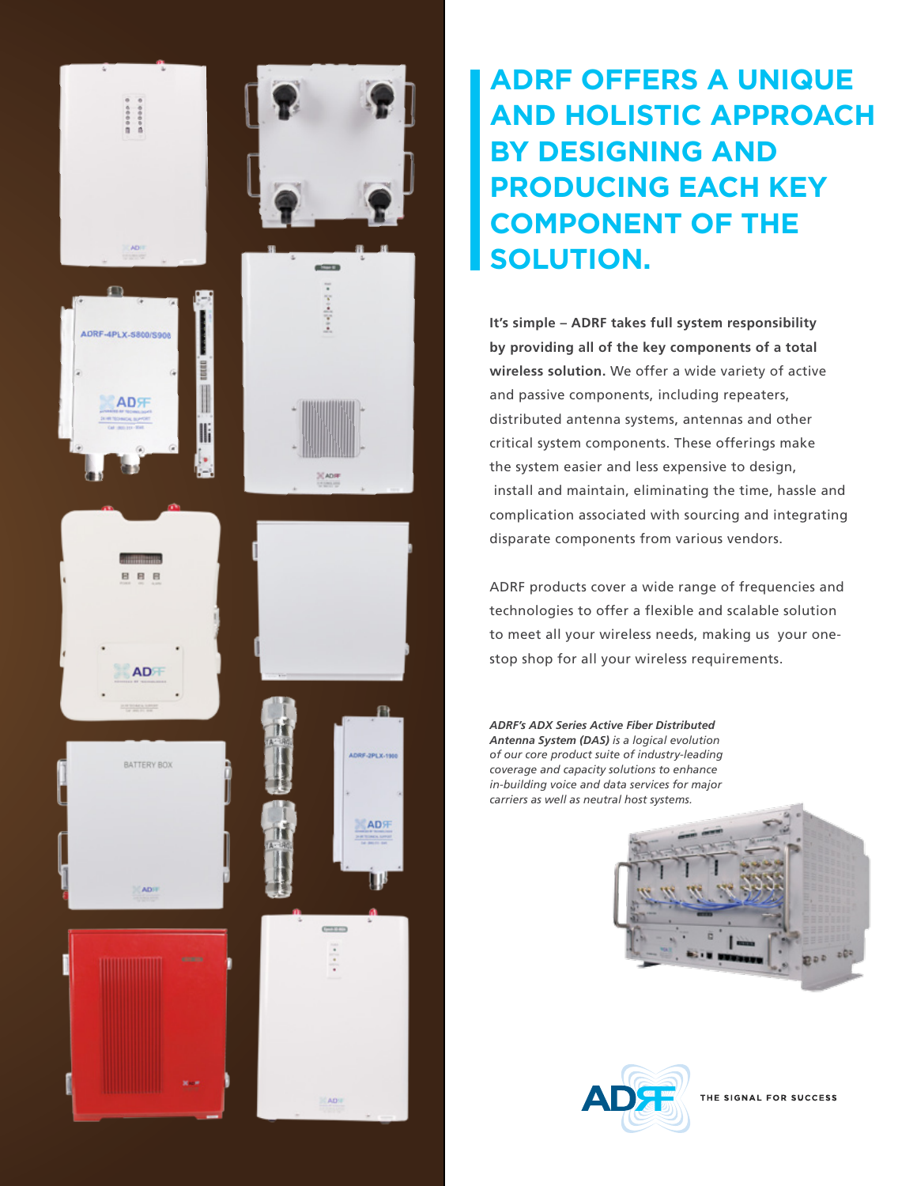# ADRF OFFERS A UNIQUE AND HOLISTIC APPROACH BY DESIGNING AND PRODUCING EACH KEY COMPONENT OF THE SOLUTION.

**It's simple – ADRF takes full system responsibility by providing all of the key components of a total wireless solution.** We offer a wide variety of active and passive components, including repeaters, distributed antenna systems, antennas and other critical system components. These offerings make the system easier and less expensive to design, install and maintain, eliminating the time, hassle and complication associated with sourcing and integrating disparate components from various vendors.

ADRF products cover a wide range of frequencies and technologies to offer a flexible and scalable solution to meet all your wireless needs, making us your one-stop shop for all your wireless requirements.

***ADRF's ADX Series Active Fiber Distributed Antenna System (DAS)*** *is a logical evolution of our core product suite of industry-leading coverage and capacity solutions to enhance in-building voice and data services for major carriers as well as neutral host systems.*

THE SIGNAL FOR SUCCESS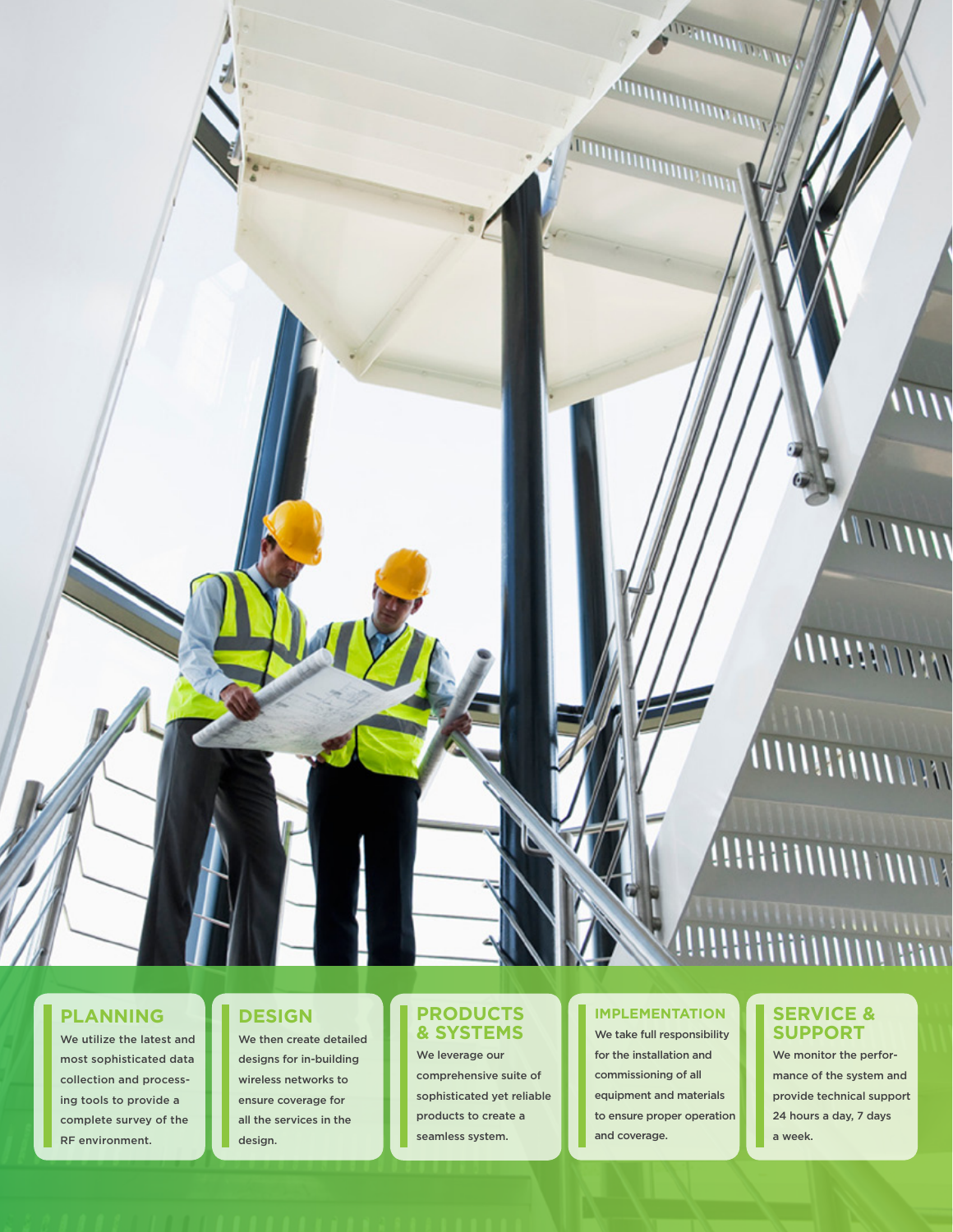## PLANNING

We utilize the latest and most sophisticated data collection and processing tools to provide a complete survey of the RF environment.

## DESIGN

We then create detailed designs for in-building wireless networks to ensure coverage for all the services in the design.

## PRODUCTS & SYSTEMS

We leverage our comprehensive suite of sophisticated yet reliable products to create a seamless system.

## IMPLEMENTATION

We take full responsibility for the installation and commissioning of all equipment and materials to ensure proper operation and coverage.

## SERVICE & SUPPORT

We monitor the performance of the system and provide technical support 24 hours a day, 7 days a week.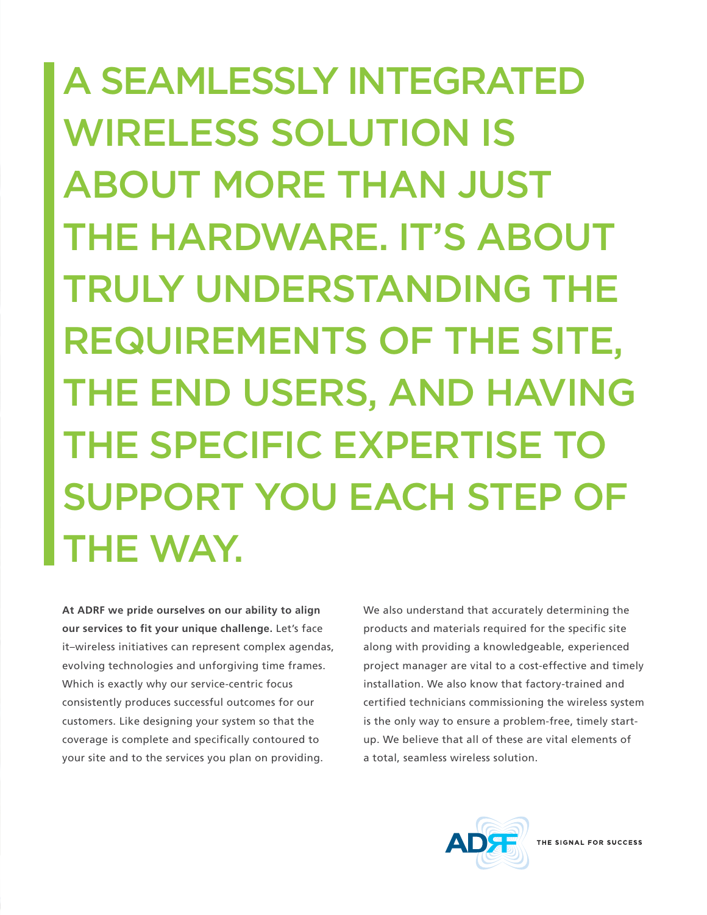# A SEAMLESSLY INTEGRATED WIRELESS SOLUTION IS ABOUT MORE THAN JUST THE HARDWARE. IT'S ABOUT TRULY UNDERSTANDING THE REQUIREMENTS OF THE SITE, THE END USERS, AND HAVING THE SPECIFIC EXPERTISE TO SUPPORT YOU EACH STEP OF THE WAY.

**At ADRF we pride ourselves on our ability to align our services to fit your unique challenge.** Let's face it–wireless initiatives can represent complex agendas, evolving technologies and unforgiving time frames. Which is exactly why our service-centric focus consistently produces successful outcomes for our customers. Like designing your system so that the coverage is complete and specifically contoured to your site and to the services you plan on providing.

We also understand that accurately determining the products and materials required for the specific site along with providing a knowledgeable, experienced project manager are vital to a cost-effective and timely installation. We also know that factory-trained and certified technicians commissioning the wireless system is the only way to ensure a problem-free, timely start-up. We believe that all of these are vital elements of a total, seamless wireless solution.

ADRF THE SIGNAL FOR SUCCESS